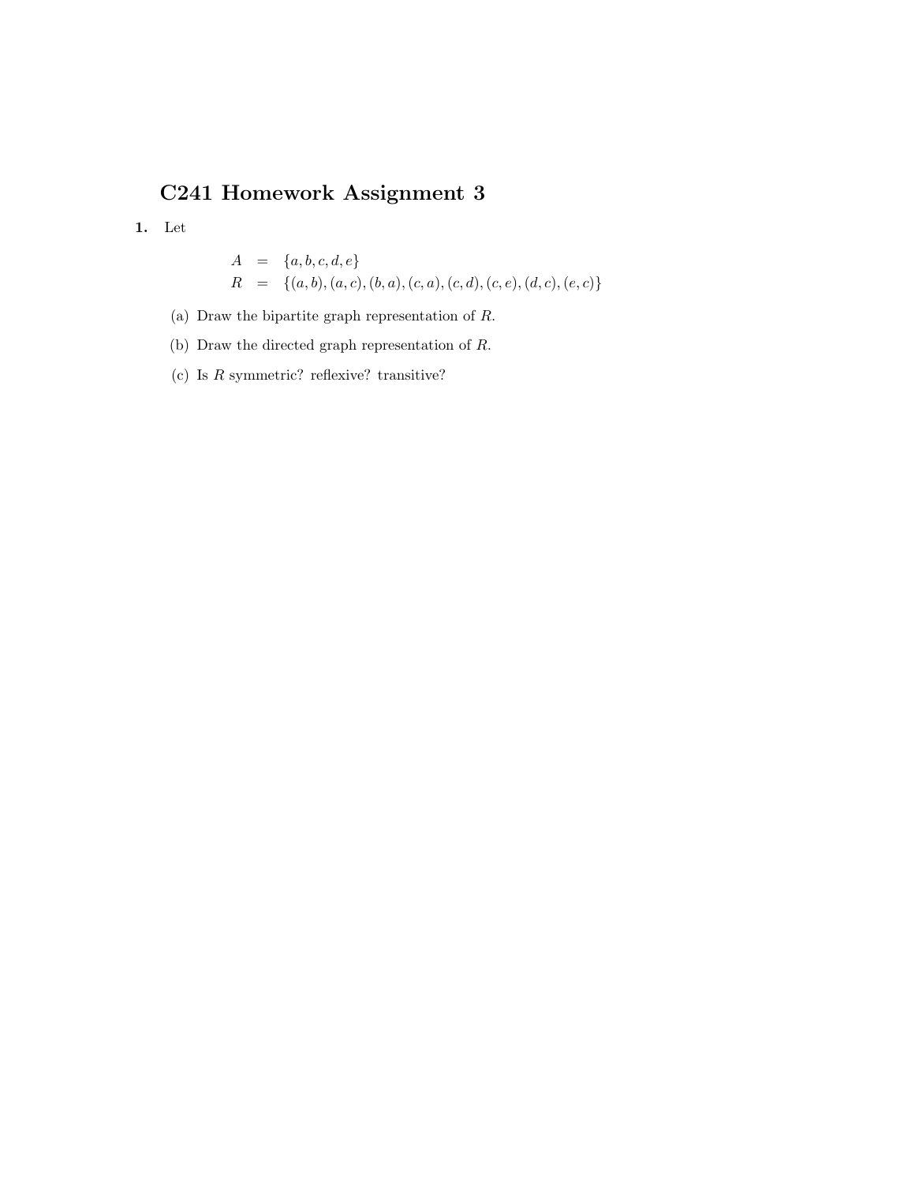# C241 Homework Assignment 3

**1.** Let

$$
\begin{aligned}
A &= \{a, b, c, d, e\} \\
R &= \{(a, b), (a, c), (b, a), (c, a), (c, d), (c, e), (d, c), (e, c)\}
\end{aligned}
$$

(a) Draw the bipartite graph representation of $R$.

(b) Draw the directed graph representation of $R$.

(c) Is $R$ symmetric? reflexive? transitive?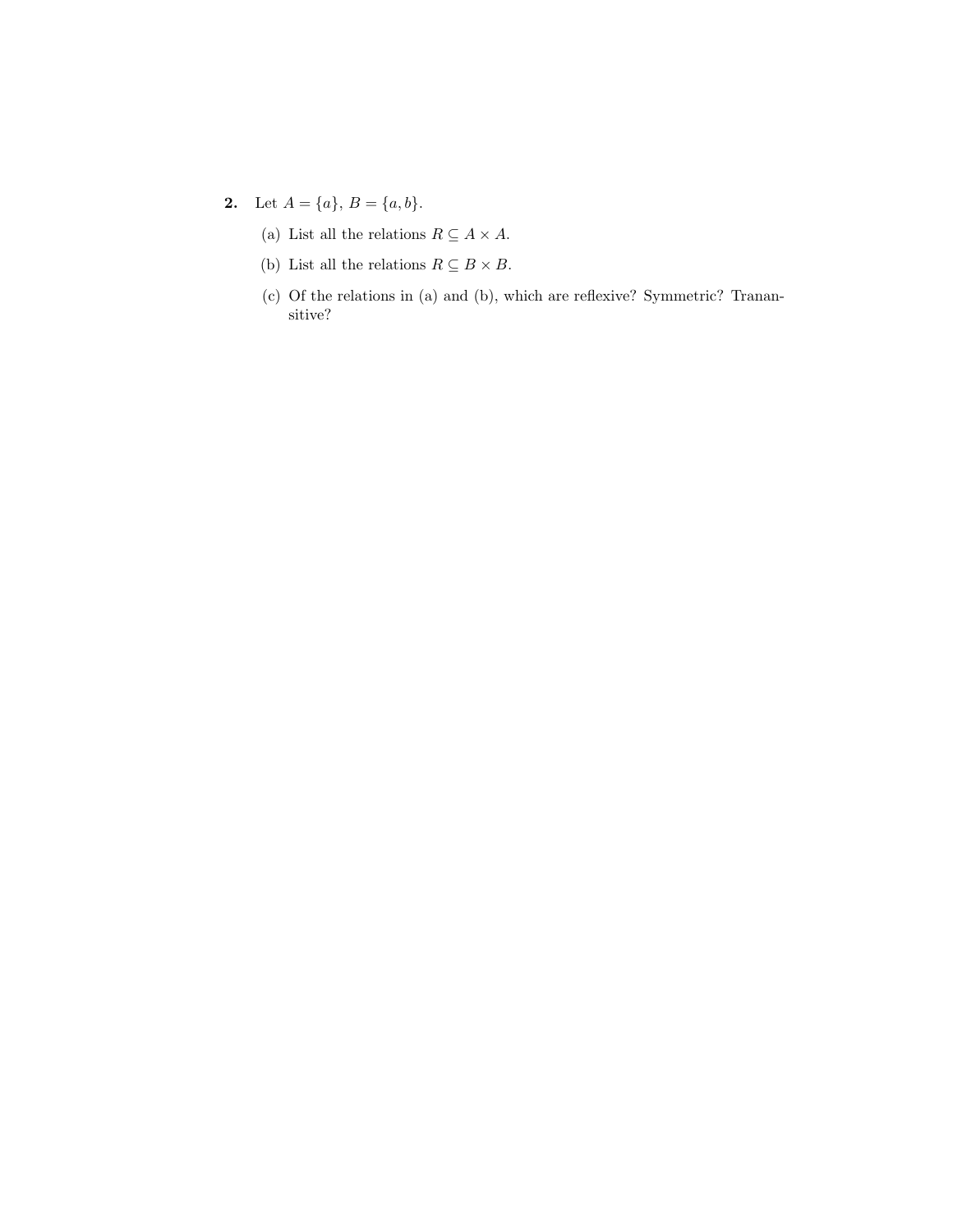**2.** Let $A = \{a\}$, $B = \{a, b\}$.

(a) List all the relations $R \subseteq A \times A$.

(b) List all the relations $R \subseteq B \times B$.

(c) Of the relations in (a) and (b), which are reflexive? Symmetric? Tranansitive?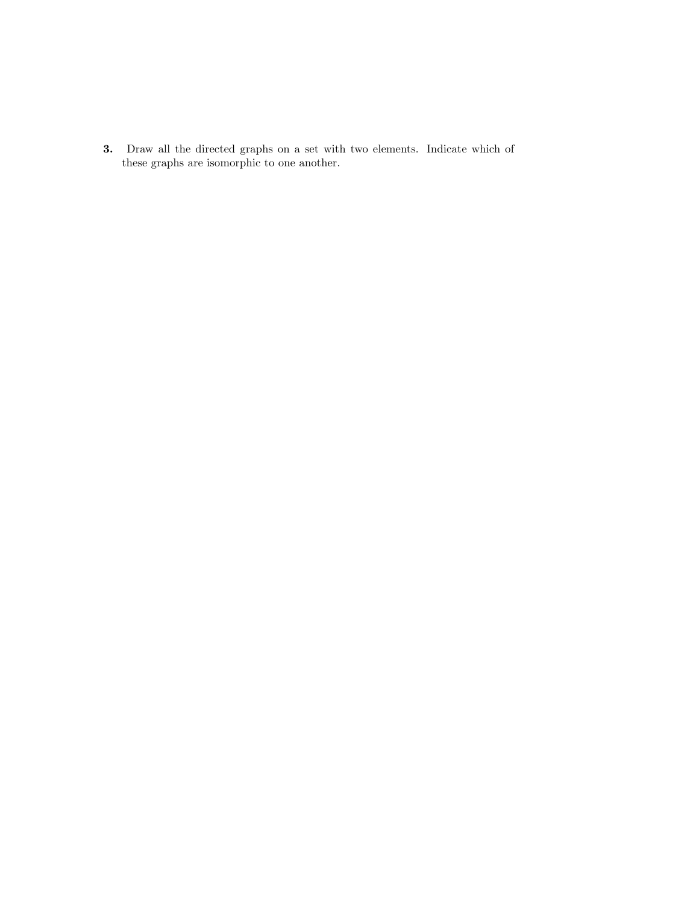**3.** Draw all the directed graphs on a set with two elements. Indicate which of these graphs are isomorphic to one another.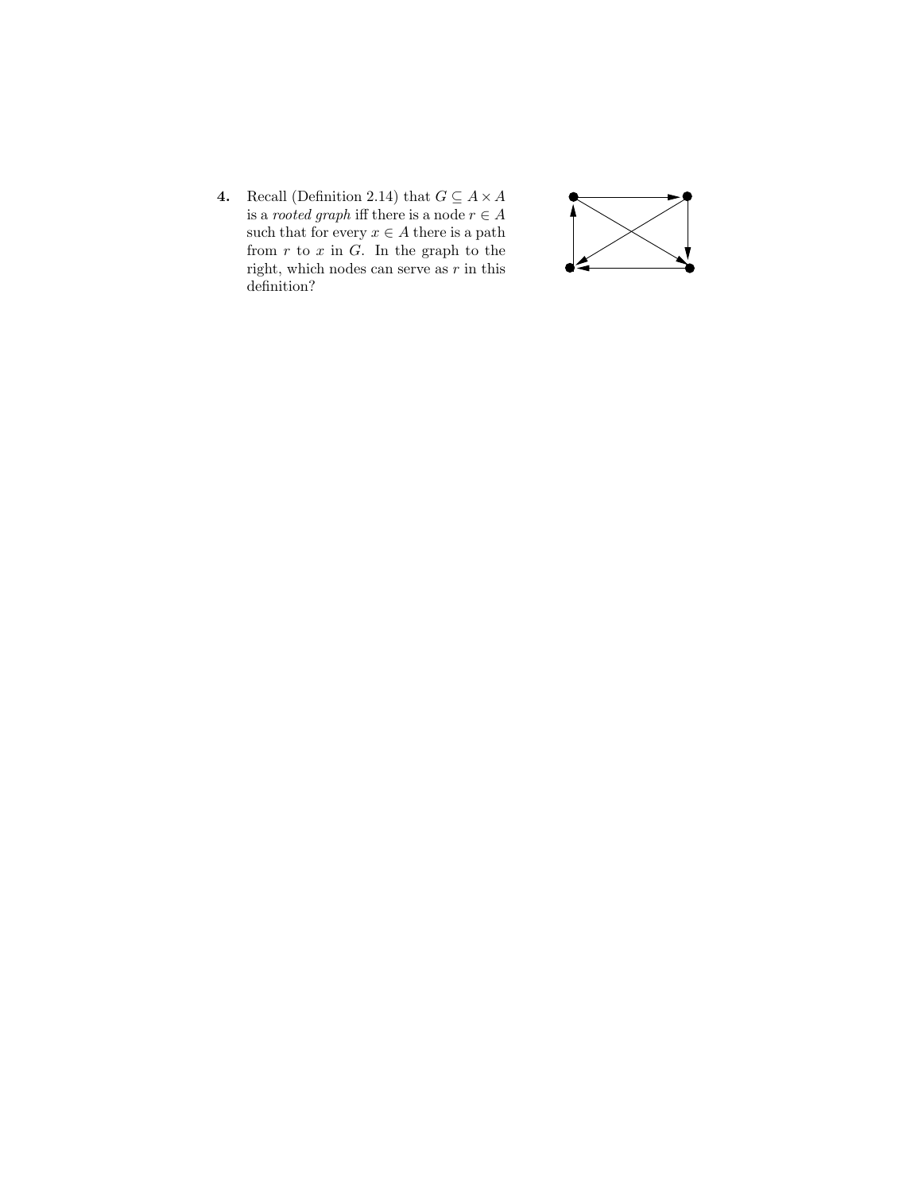**4.** Recall (Definition 2.14) that $G \subseteq A \times A$ is a *rooted graph* iff there is a node $r \in A$ such that for every $x \in A$ there is a path from $r$ to $x$ in $G$. In the graph to the right, which nodes can serve as $r$ in this definition?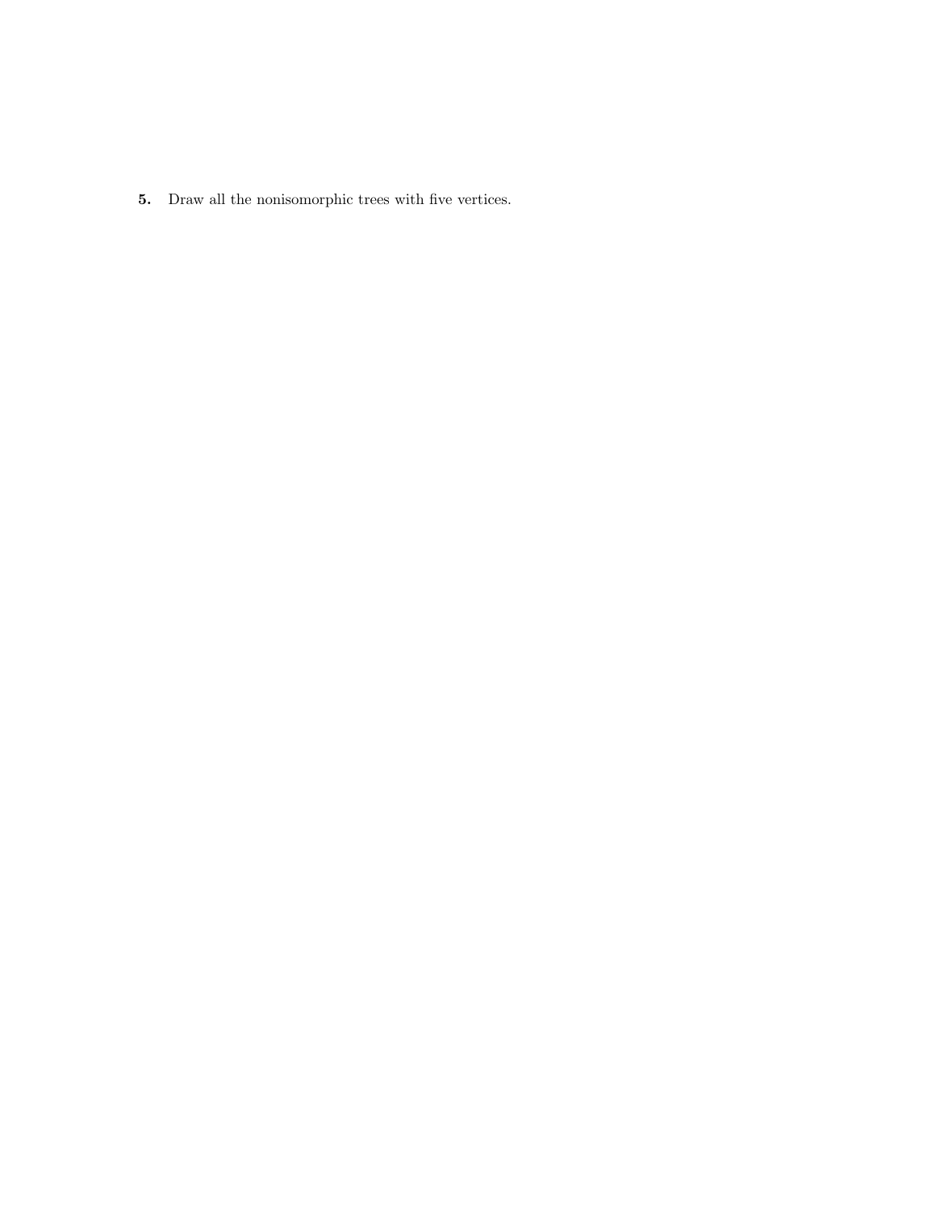**5.** Draw all the nonisomorphic trees with five vertices.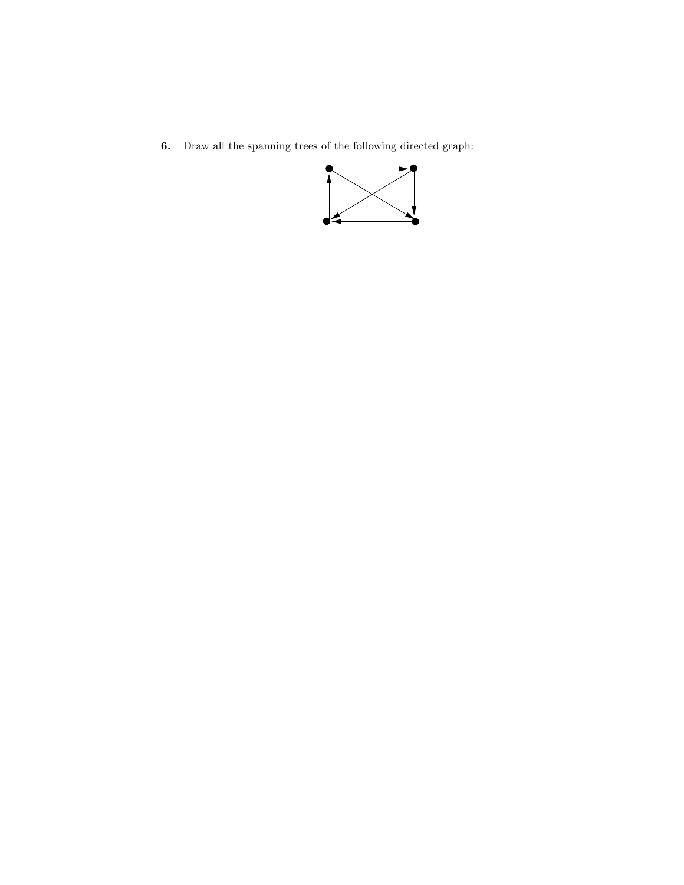**6.** Draw all the spanning trees of the following directed graph: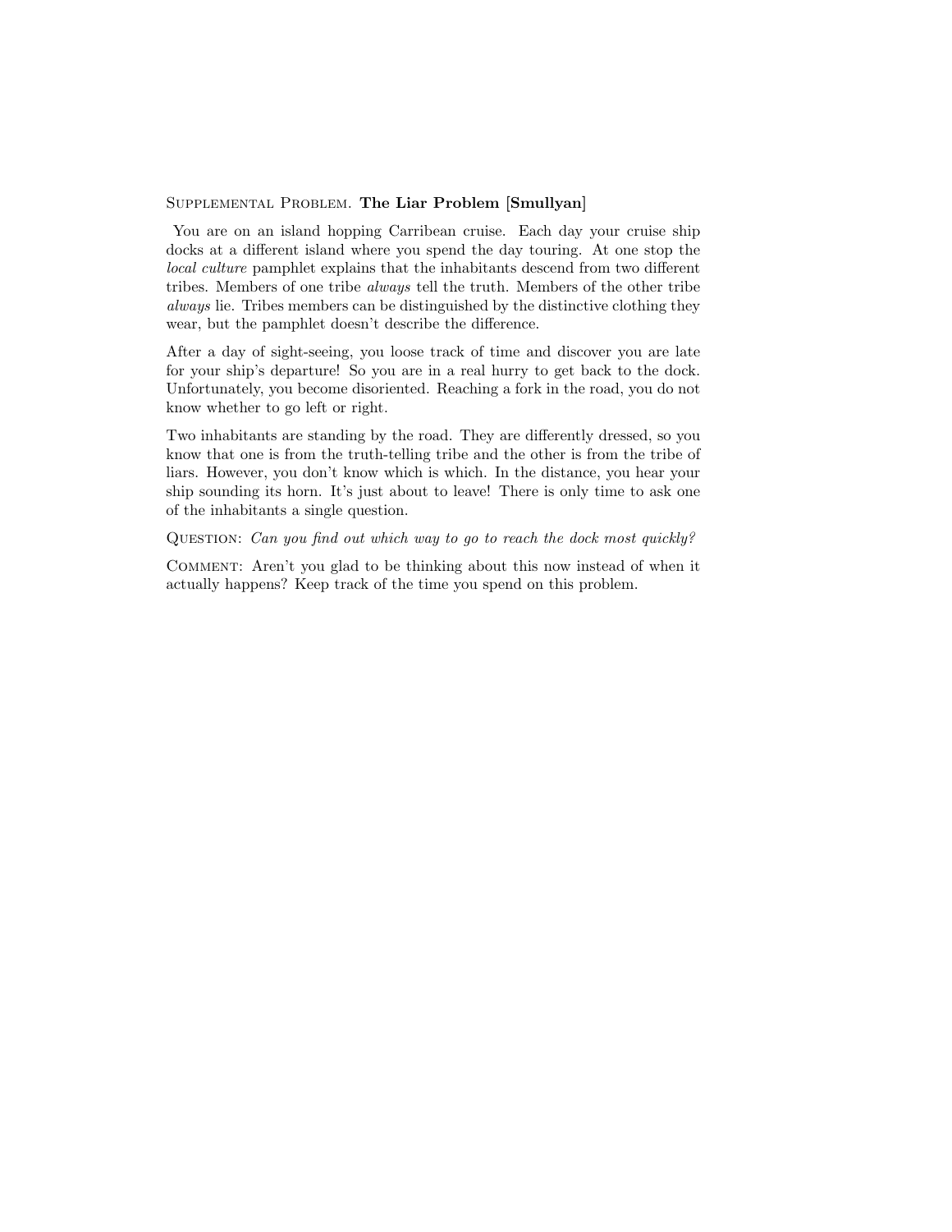Supplemental Problem. **The Liar Problem [Smullyan]**

You are on an island hopping Carribean cruise. Each day your cruise ship docks at a different island where you spend the day touring. At one stop the *local culture* pamphlet explains that the inhabitants descend from two different tribes. Members of one tribe *always* tell the truth. Members of the other tribe *always* lie. Tribes members can be distinguished by the distinctive clothing they wear, but the pamphlet doesn't describe the difference.

After a day of sight-seeing, you loose track of time and discover you are late for your ship's departure! So you are in a real hurry to get back to the dock. Unfortunately, you become disoriented. Reaching a fork in the road, you do not know whether to go left or right.

Two inhabitants are standing by the road. They are differently dressed, so you know that one is from the truth-telling tribe and the other is from the tribe of liars. However, you don't know which is which. In the distance, you hear your ship sounding its horn. It's just about to leave! There is only time to ask one of the inhabitants a single question.

Question: *Can you find out which way to go to reach the dock most quickly?*

Comment: Aren't you glad to be thinking about this now instead of when it actually happens? Keep track of the time you spend on this problem.